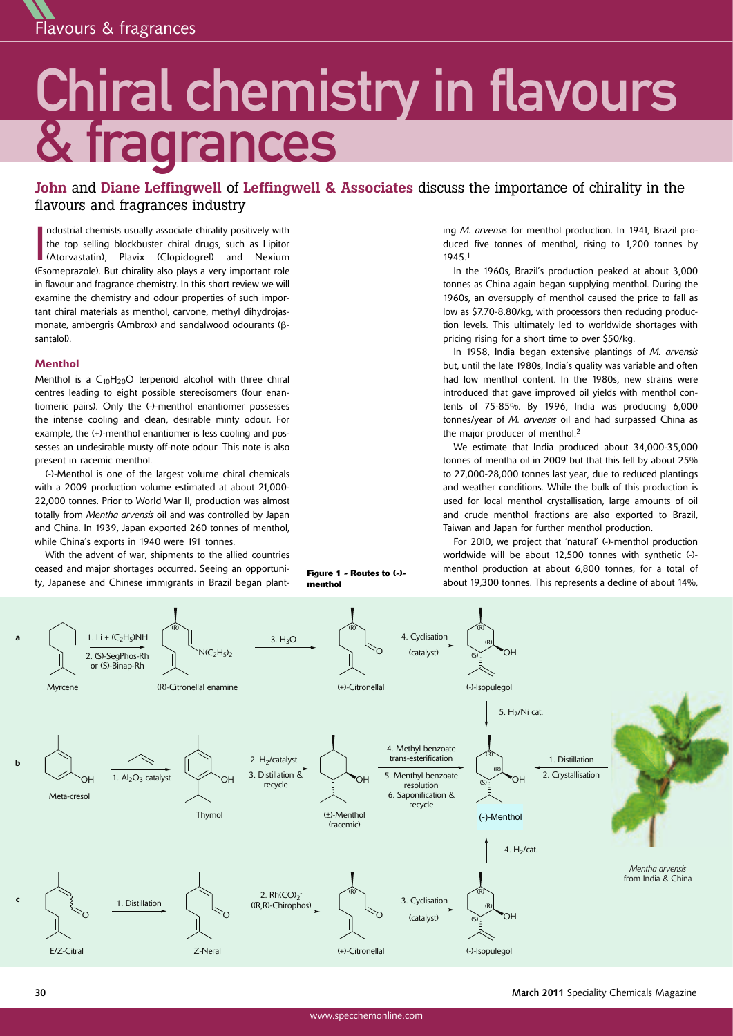# Chiral chemistry in flavours & fragrances

**John and Diane Leffingwell of Leffingwell & Associates discuss the importance of chirality in the flavours and fragrances industry**

Industrial chemists usually associate chirality positively with the top selling blockbuster chiral drugs, such as Lipitor (Atorvastatin), Plavix (Clopidogrel) and Nexium (Esomeprazole). But chirality also plays a very important role in flavour and fragrance chemistry. In this short review we will examine the chemistry and odour properties of such important chiral materials as menthol, carvone, methyl dihydrojasmonate, ambergris (Ambrox) and sandalwood odourants (β-santalol).

### Menthol

Menthol is a $C_{10}H_{20}O$ terpenoid alcohol with three chiral centres leading to eight possible stereoisomers (four enantiomeric pairs). Only the (-)-menthol enantiomer possesses the intense cooling and clean, desirable minty odour. For example, the (+)-menthol enantiomer is less cooling and possesses an undesirable musty off-note odour. This note is also present in racemic menthol.

(-)-Menthol is one of the largest volume chiral chemicals with a 2009 production volume estimated at about 21,000-22,000 tonnes. Prior to World War II, production was almost totally from *Mentha arvensis* oil and was controlled by Japan and China. In 1939, Japan exported 260 tonnes of menthol, while China's exports in 1940 were 191 tonnes.

With the advent of war, shipments to the allied countries ceased and major shortages occurred. Seeing an opportunity, Japanese and Chinese immigrants in Brazil began planting *M. arvensis* for menthol production. In 1941, Brazil produced five tonnes of menthol, rising to 1,200 tonnes by 1945.[1]

In the 1960s, Brazil's production peaked at about 3,000 tonnes as China again began supplying menthol. During the 1960s, an oversupply of menthol caused the price to fall as low as $7.70-8.80/kg, with processors then reducing production levels. This ultimately led to worldwide shortages with pricing rising for a short time to over $50/kg.

In 1958, India began extensive plantings of *M. arvensis* but, until the late 1980s, India's quality was variable and often had low menthol content. In the 1980s, new strains were introduced that gave improved oil yields with menthol contents of 75-85%. By 1996, India was producing 6,000 tonnes/year of *M. arvensis* oil and had surpassed China as the major producer of menthol.[2]

We estimate that India produced about 34,000-35,000 tonnes of mentha oil in 2009 but that this fell by about 25% to 27,000-28,000 tonnes last year, due to reduced plantings and weather conditions. While the bulk of this production is used for local menthol crystallisation, large amounts of oil and crude menthol fractions are also exported to Brazil, Taiwan and Japan for further menthol production.

For 2010, we project that 'natural' (-)-menthol production worldwide will be about 12,500 tonnes with synthetic (-)-menthol production at about 6,800 tonnes, for a total of about 19,300 tonnes. This represents a decline of about 14%,

**Figure 1 - Routes to (-)-menthol**

a: Myrcene → 1. Li + $(C_2H_5)NH$; 2. (S)-SegPhos-Rh or (S)-Binap-Rh → (R)-Citronellal enamine → 3. $H_3O^+$ → (+)-Citronellal → 4. Cyclisation (catalyst) → (-)-Isopulegol → 5. $H_2$/Ni cat. → (-)-Menthol

b: Meta-cresol → 1. $Al_2O_3$ catalyst → Thymol → 2. $H_2$/catalyst; 3. Distillation & recycle → (±)-Menthol (racemic) → 4. Methyl benzoate trans-esterification; 5. Menthyl benzoate resolution; 6. Saponification & recycle → (-)-Menthol ← 1. Distillation; 2. Crystallisation ← *Mentha arvensis* from India & China

c: E/Z-Citral → 1. Distillation → Z-Neral → 2. $Rh(CO)_2^-$ ((R,R)-Chirophos) → (+)-Citronellal → 3. Cyclisation (catalyst) → (-)-Isopulegol → 4. $H_2$/cat. → (-)-Menthol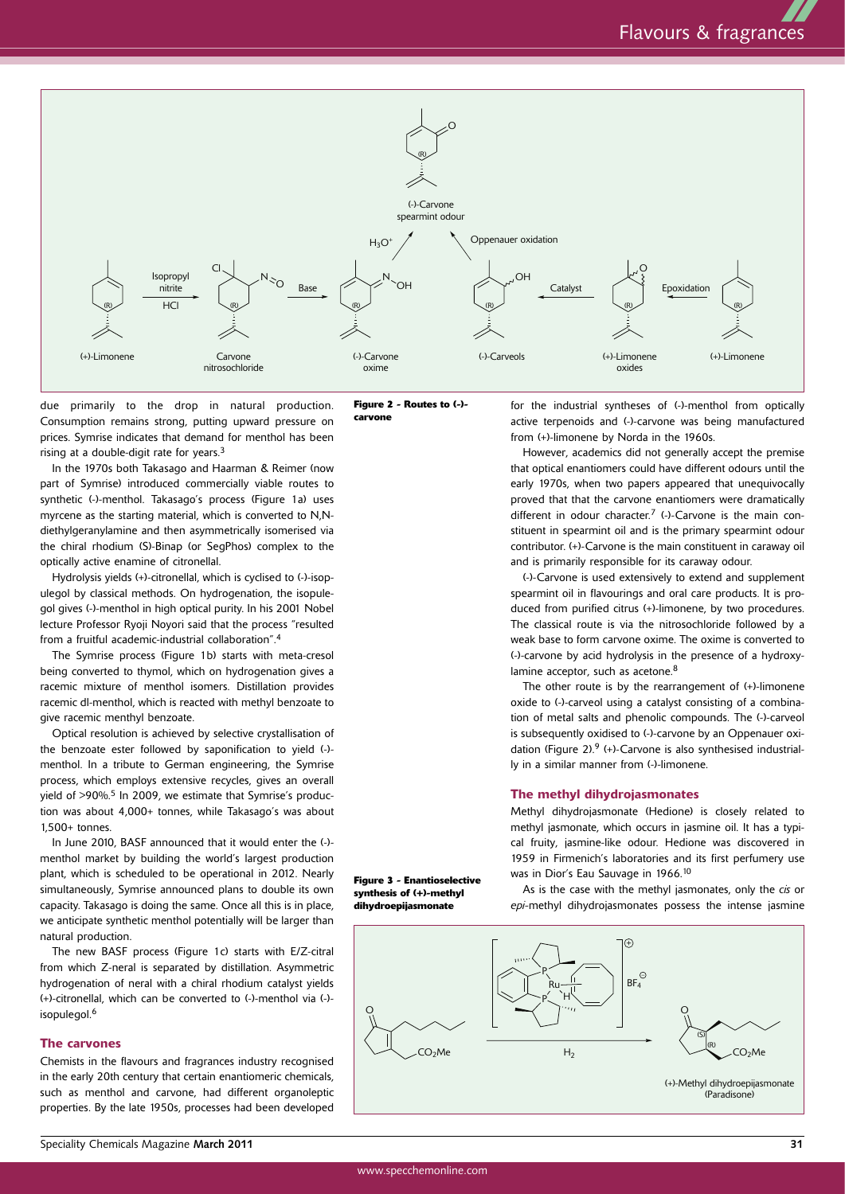due primarily to the drop in natural production. Consumption remains strong, putting upward pressure on prices. Symrise indicates that demand for menthol has been rising at a double-digit rate for years.[3]

In the 1970s both Takasago and Haarman & Reimer (now part of Symrise) introduced commercially viable routes to synthetic (-)-menthol. Takasago's process (Figure 1a) uses myrcene as the starting material, which is converted to N,N-diethylgeranylamine and then asymmetrically isomerised via the chiral rhodium (S)-Binap (or SegPhos) complex to the optically active enamine of citronellal.

Hydrolysis yields (+)-citronellal, which is cyclised to (-)-isopulegol by classical methods. On hydrogenation, the isopulegol gives (-)-menthol in high optical purity. In his 2001 Nobel lecture Professor Ryoji Noyori said that the process "resulted from a fruitful academic-industrial collaboration".[4]

The Symrise process (Figure 1b) starts with meta-cresol being converted to thymol, which on hydrogenation gives a racemic mixture of menthol isomers. Distillation provides racemic dl-menthol, which is reacted with methyl benzoate to give racemic menthyl benzoate.

Optical resolution is achieved by selective crystallisation of the benzoate ester followed by saponification to yield (-)-menthol. In a tribute to German engineering, the Symrise process, which employs extensive recycles, gives an overall yield of >90%.[5] In 2009, we estimate that Symrise's production was about 4,000+ tonnes, while Takasago's was about 1,500+ tonnes.

In June 2010, BASF announced that it would enter the (-)-menthol market by building the world's largest production plant, which is scheduled to be operational in 2012. Nearly simultaneously, Symrise announced plans to double its own capacity. Takasago is doing the same. Once all this is in place, we anticipate synthetic menthol potentially will be larger than natural production.

The new BASF process (Figure 1c) starts with E/Z-citral from which Z-neral is separated by distillation. Asymmetric hydrogenation of neral with a chiral rhodium catalyst yields (+)-citronellal, which can be converted to (-)-menthol via (-)-isopulegol.[6]

## The carvones

Chemists in the flavours and fragrances industry recognised in the early 20th century that certain enantiomeric chemicals, such as menthol and carvone, had different organoleptic properties. By the late 1950s, processes had been developed for the industrial syntheses of (-)-menthol from optically active terpenoids and (-)-carvone was being manufactured from (+)-limonene by Norda in the 1960s.

**Figure 2 - Routes to (-)-carvone**

However, academics did not generally accept the premise that optical enantiomers could have different odours until the early 1970s, when two papers appeared that unequivocally proved that that the carvone enantiomers were dramatically different in odour character.[7] (-)-Carvone is the main constituent in spearmint oil and is the primary spearmint odour contributor. (+)-Carvone is the main constituent in caraway oil and is primarily responsible for its caraway odour.

(-)-Carvone is used extensively to extend and supplement spearmint oil in flavourings and oral care products. It is produced from purified citrus (+)-limonene, by two procedures. The classical route is via the nitrosochloride followed by a weak base to form carvone oxime. The oxime is converted to (-)-carvone by acid hydrolysis in the presence of a hydroxylamine acceptor, such as acetone.[8]

The other route is by the rearrangement of (+)-limonene oxide to (-)-carveol using a catalyst consisting of a combination of metal salts and phenolic compounds. The (-)-carveol is subsequently oxidised to (-)-carvone by an Oppenauer oxidation (Figure 2).[9] (+)-Carvone is also synthesised industrially in a similar manner from (-)-limonene.

## The methyl dihydrojasmonates

Methyl dihydrojasmonate (Hedione) is closely related to methyl jasmonate, which occurs in jasmine oil. It has a typical fruity, jasmine-like odour. Hedione was discovered in 1959 in Firmenich's laboratories and its first perfumery use was in Dior's Eau Sauvage in 1966.[10]

**Figure 3 - Enantioselective synthesis of (+)-methyl dihydroepijasmonate**

As is the case with the methyl jasmonates, only the *cis* or *epi*-methyl dihydrojasmonates possess the intense jasmine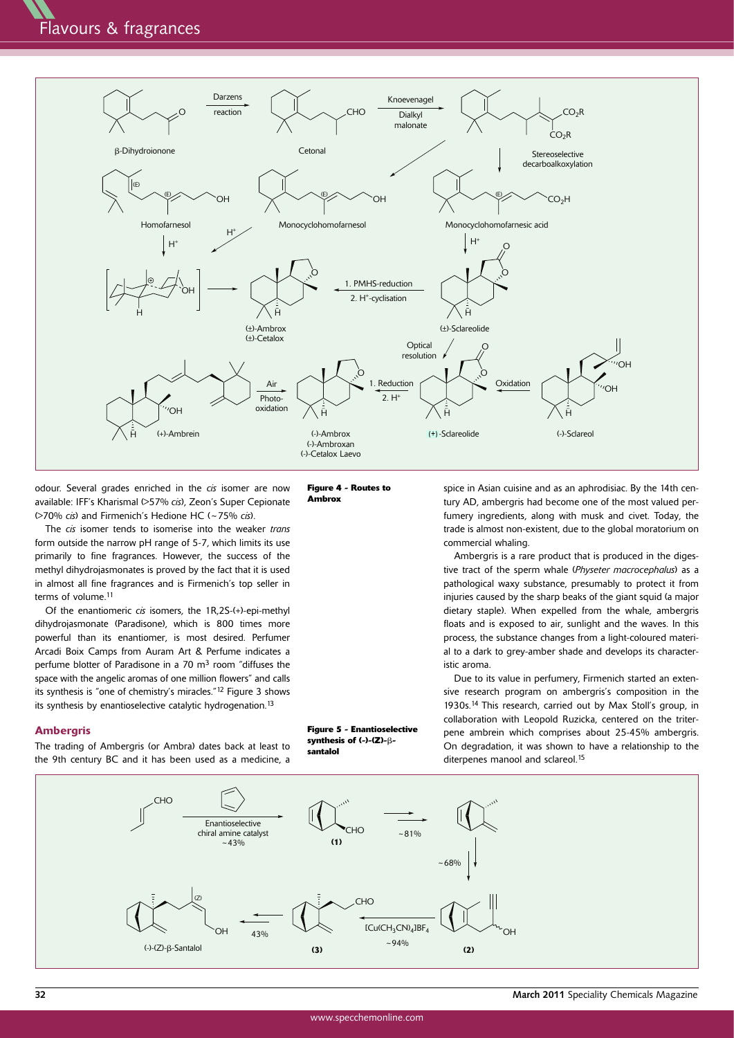odour. Several grades enriched in the *cis* isomer are now available: IFF's Kharismal (>57% *cis*), Zeon's Super Cepionate (>70% *cis*) and Firmenich's Hedione HC (~75% *cis*).

The *cis* isomer tends to isomerise into the weaker *trans* form outside the narrow pH range of 5-7, which limits its use primarily to fine fragrances. However, the success of the methyl dihydrojasmonates is proved by the fact that it is used in almost all fine fragrances and is Firmenich's top seller in terms of volume.[11]

Of the enantiomeric *cis* isomers, the 1R,2S-(+)-epi-methyl dihydrojasmonate (Paradisone), which is 800 times more powerful than its enantiomer, is most desired. Perfumer Arcadi Boix Camps from Auram Art & Perfume indicates a perfume blotter of Paradisone in a 70 $m^3$ room "diffuses the space with the angelic aromas of one million flowers" and calls its synthesis is "one of chemistry's miracles."[12] Figure 3 shows its synthesis by enantioselective catalytic hydrogenation.[13]

## Ambergris

The trading of Ambergris (or Ambra) dates back at least to the 9th century BC and it has been used as a medicine, a spice in Asian cuisine and as an aphrodisiac. By the 14th century AD, ambergris had become one of the most valued perfumery ingredients, along with musk and civet. Today, the trade is almost non-existent, due to the global moratorium on commercial whaling.

Ambergris is a rare product that is produced in the digestive tract of the sperm whale (*Physeter macrocephalus*) as a pathological waxy substance, presumably to protect it from injuries caused by the sharp beaks of the giant squid (a major dietary staple). When expelled from the whale, ambergris floats and is exposed to air, sunlight and the waves. In this process, the substance changes from a light-coloured material to a dark to grey-amber shade and develops its characteristic aroma.

Due to its value in perfumery, Firmenich started an extensive research program on ambergris's composition in the 1930s.[14] This research, carried out by Max Stoll's group, in collaboration with Leopold Ruzicka, centered on the triterpene ambrein which comprises about 25-45% ambergris. On degradation, it was shown to have a relationship to the diterpenes manool and sclareol.[15]

**Figure 4 - Routes to Ambrox**

**Figure 5 - Enantioselective synthesis of (-)-(Z)-β-santalol**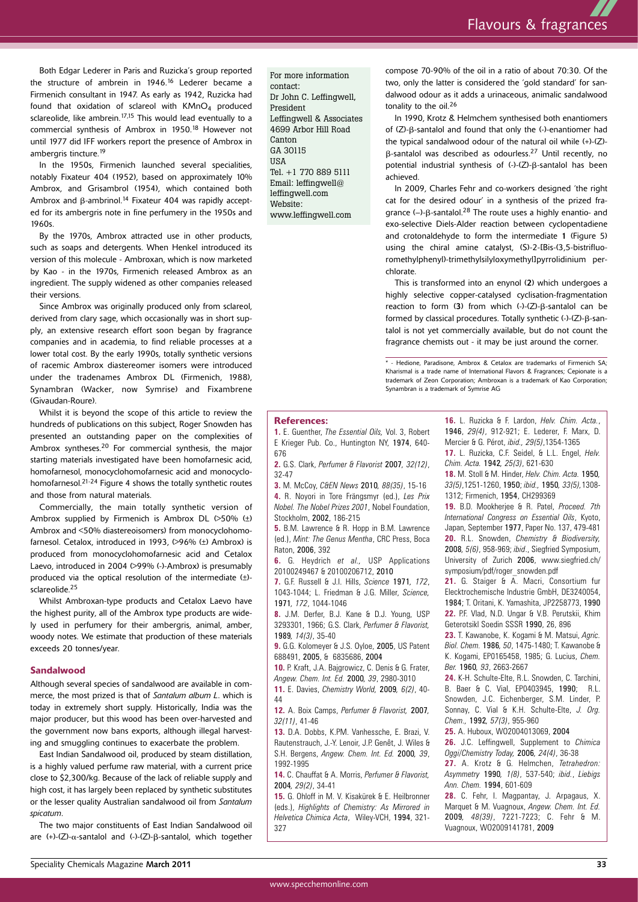Both Edgar Lederer in Paris and Ruzicka's group reported the structure of ambrein in 1946.[16] Lederer became a Firmenich consultant in 1947. As early as 1942, Ruzicka had found that oxidation of sclareol with $KMnO_4$ produced sclareolide, like ambrein.[17,15] This would lead eventually to a commercial synthesis of Ambrox in 1950.[18] However not until 1977 did IFF workers report the presence of Ambrox in ambergris tincture.[19]

In the 1950s, Firmenich launched several specialities, notably Fixateur 404 (1952), based on approximately 10% Ambrox, and Grisambrol (1954), which contained both Ambrox and β-ambrinol.[14] Fixateur 404 was rapidly accepted for its ambergris note in fine perfumery in the 1950s and 1960s.

By the 1970s, Ambrox attracted use in other products, such as soaps and detergents. When Henkel introduced its version of this molecule - Ambroxan, which is now marketed by Kao - in the 1970s, Firmenich released Ambrox as an ingredient. The supply widened as other companies released their versions.

Since Ambrox was originally produced only from sclareol, derived from clary sage, which occasionally was in short supply, an extensive research effort soon began by fragrance companies and in academia, to find reliable processes at a lower total cost. By the early 1990s, totally synthetic versions of racemic Ambrox diastereomer isomers were introduced under the tradenames Ambrox DL (Firmenich, 1988), Synambran (Wacker, now Symrise) and Fixambrene (Givaudan-Roure).

Whilst it is beyond the scope of this article to review the hundreds of publications on this subject, Roger Snowden has presented an outstanding paper on the complexities of Ambrox syntheses.[20] For commercial synthesis, the major starting materials investigated have been homofarnesic acid, homofarnesol, monocyclohomofarnesic acid and monocyclohomofarnesol.[21-24] Figure 4 shows the totally synthetic routes and those from natural materials.

Commercially, the main totally synthetic version of Ambrox supplied by Firmenich is Ambrox DL (>50% (±) Ambrox and <50% diastereoisomers) from monocyclohomofarnesol. Cetalox, introduced in 1993, (>96% (±) Ambrox) is produced from monocyclohomofarnesic acid and Cetalox Laevo, introduced in 2004 (>99% (-)-Ambrox) is presumably produced via the optical resolution of the intermediate (±)-sclareolide.[25]

Whilst Ambroxan-type products and Cetalox Laevo have the highest purity, all of the Ambrox type products are widely used in perfumery for their ambergris, animal, amber, woody notes. We estimate that production of these materials exceeds 20 tonnes/year.

## Sandalwood

Although several species of sandalwood are available in commerce, the most prized is that of *Santalum album L*. which is today in extremely short supply. Historically, India was the major producer, but this wood has been over-harvested and the government now bans exports, although illegal harvesting and smuggling continues to exacerbate the problem.

East Indian Sandalwood oil, produced by steam distillation, is a highly valued perfume raw material, with a current price close to $2,300/kg. Because of the lack of reliable supply and high cost, it has largely been replaced by synthetic substitutes or the lesser quality Australian sandalwood oil from *Santalum spicatum*.

The two major constituents of East Indian Sandalwood oil are (+)-(Z)-α-santalol and (-)-(Z)-β-santalol, which together compose 70-90% of the oil in a ratio of about 70:30. Of the two, only the latter is considered the 'gold standard' for sandalwood odour as it adds a urinaceous, animalic sandalwood tonality to the oil.[26]

In 1990, Krotz & Helmchem synthesised both enantiomers of (Z)-β-santalol and found that only the (-)-enantiomer had the typical sandalwood odour of the natural oil while (+)-(Z)-β-santalol was described as odourless.[27] Until recently, no potential industrial synthesis of (-)-(Z)-β-santalol has been achieved.

In 2009, Charles Fehr and co-workers designed 'the right cat for the desired odour' in a synthesis of the prized fragrance (–)-β-santalol.[28] The route uses a highly enantio- and exo-selective Diels-Alder reaction between cyclopentadiene and crotonaldehyde to form the intermediate **1** (Figure 5) using the chiral amine catalyst, (S)-2-[Bis-(3,5-bistrifluoromethylphenyl)-trimethylsilyloxymethyl]pyrrolidinium perchlorate.

This is transformed into an enynol (**2**) which undergoes a highly selective copper-catalysed cyclisation-fragmentation reaction to form (**3**) from which (-)-(Z)-β-santalol can be formed by classical procedures. Totally synthetic (-)-(Z)-β-santalol is not yet commercially available, but do not count the fragrance chemists out - it may be just around the corner.

\* - Hedione, Paradisone, Ambrox & Cetalox are trademarks of Firmenich SA; Kharismal is a trade name of International Flavors & Fragrances; Cepionate is a trademark of Zeon Corporation; Ambroxan is a trademark of Kao Corporation; Synambran is a trademark of Symrise AG

For more information contact:
Dr John C. Leffingwell, President
Leffingwell & Associates
4699 Arbor Hill Road
Canton
GA 30115
USA
Tel. +1 770 889 5111
Email: leffingwell@leffingwell.com
Website: www.leffingwell.com

## References:

**1.** E. Guenther, *The Essential Oils*, Vol. 3, Robert E Krieger Pub. Co., Huntington NY, **1974**, 640-676

**2.** G.S. Clark, *Perfumer & Flavorist* **2007**, *32(12)*, 32-47

**3.** M. McCoy, *C&EN News* **2010**, *88(35)*, 15-16

**4.** R. Noyori in Tore Frängsmyr (ed.), *Les Prix Nobel. The Nobel Prizes 2001*, Nobel Foundation, Stockholm, **2002**, 186-215

**5.** B.M. Lawrence & R. Hopp in B.M. Lawrence (ed.), *Mint: The Genus Mentha*, CRC Press, Boca Raton, **2006**, 392

**6.** G. Heydrich *et al.*, USP Applications 20100249467 & 20100206712, **2010**

**7.** G.F. Russell & J.I. Hills, *Science* 1971, *172*, 1043-1044; L. Friedman & J.G. Miller, *Science*, **1971**, *172*, 1044-1046

**8.** J.M. Derfer, B.J. Kane & D.J. Young, USP 3293301, 1966; G.S. Clark, *Perfumer & Flavorist*, **1989**, *14(3)*, 35-40

**9.** G.G. Kolomeyer & J.S. Oyloe, **2005**, US Patent 688491, **2005**, & 6835686, **2004**

**10.** P. Kraft, J.A. Bajgrowicz, C. Denis & G. Frater, *Angew. Chem. Int. Ed.* **2000**, *39*, 2980-3010

**11.** E. Davies, *Chemistry World*, **2009**, *6(2)*, 40-44

**12.** A. Boix Camps, *Perfumer & Flavorist*, **2007**, *32(11)*, 41-46

**13.** D.A. Dobbs, K.PM. Vanhessche, E. Brazi, V. Rautenstrauch, J.-Y. Lenoir, J.P. Genêt, J. Wiles & S.H. Bergens, *Angew. Chem. Int. Ed.* **2000**, *39*, 1992-1995

**14.** C. Chauffat & A. Morris, *Perfumer & Flavorist*, **2004**, *29(2)*, 34-41

**15.** G. Ohloff in M. V. Kisakürek & E. Heilbronner (eds.), *Highlights of Chemistry: As Mirrored in Helvetica Chimica Acta*, Wiley-VCH, **1994**, 321-327

**16.** L. Ruzicka & F. Lardon, *Helv. Chim. Acta.*, **1946**, *29(4)*, 912-921; E. Lederer, F. Marx, D. Mercier & G. Pérot, *ibid.*, *29(5)*,1354-1365

**17.** L. Ruzicka, C.F. Seidel, & L.L. Engel, *Helv. Chim. Acta.* **1942**, *25(3)*, 621-630

**18.** M. Stoll & M. Hinder, *Helv. Chim. Acta.* **1950**, *33(5)*,1251-1260, **1950**; *ibid.*, **1950**, *33(5)*,1308-1312; Firmenich, **1954**, CH299369

**19.** B.D. Mookherjee & R. Patel, *Proceed. 7th International Congress on Essential Oils*, Kyoto, Japan, September **1977**, Paper No. 137, 479-481

**20.** R.L. Snowden, *Chemistry & Biodiversity*, **2008**, *5(6)*, 958-969; *ibid.*, Siegfried Symposium, University of Zurich **2006**, www.siegfried.ch/symposium/pdf/roger_snowden.pdf

**21.** G. Staiger & A. Macri, Consortium fur Elecktrochemische Industrie GmbH, DE3240054, **1984**; T. Oritani, K. Yamashita, JP2258773, **1990**

**22.** P.F. Vlad, N.D. Ungar & V.B. Perutskii, Khim Geterotsikl Soedin SSSR **1990**, 26, 896

**23.** T. Kawanobe, K. Kogami & M. Matsui, *Agric. Biol. Chem.* **1986**, *50*, 1475-1480; T. Kawanobe & K. Kogami, EP0165458, 1985; G. Lucius, *Chem. Ber.* **1960**, *93*, 2663-2667

**24.** K-H. Schulte-Elte, R.L. Snowden, C. Tarchini, B. Baer & C. Vial, EP0403945, **1990**; R.L. Snowden, J.C. Eichenberger, S.M. Linder, P. Sonnay, C. Vial & K.H. Schulte-Elte, *J. Org. Chem.*, **1992**, *57(3)*, 955-960

**25.** A. Huboux, WO2004013069, **2004**

**26.** J.C. Leffingwell, Supplement to *Chimica Oggi/Chemistry Today*, **2006**, *24(4)*, 36-38

**27.** A. Krotz & G. Helmchen, *Tetrahedron: Asymmetry* **1990**, *1(8)*, 537-540; *ibid.*, *Liebigs Ann. Chem.* **1994**, 601-609

**28.** C. Fehr, I. Magpantay, J. Arpagaus, X. Marquet & M. Vuagnoux, *Angew. Chem. Int. Ed.* **2009**, *48(39)*, 7221-7223; C. Fehr & M. Vuagnoux, WO2009141781, **2009**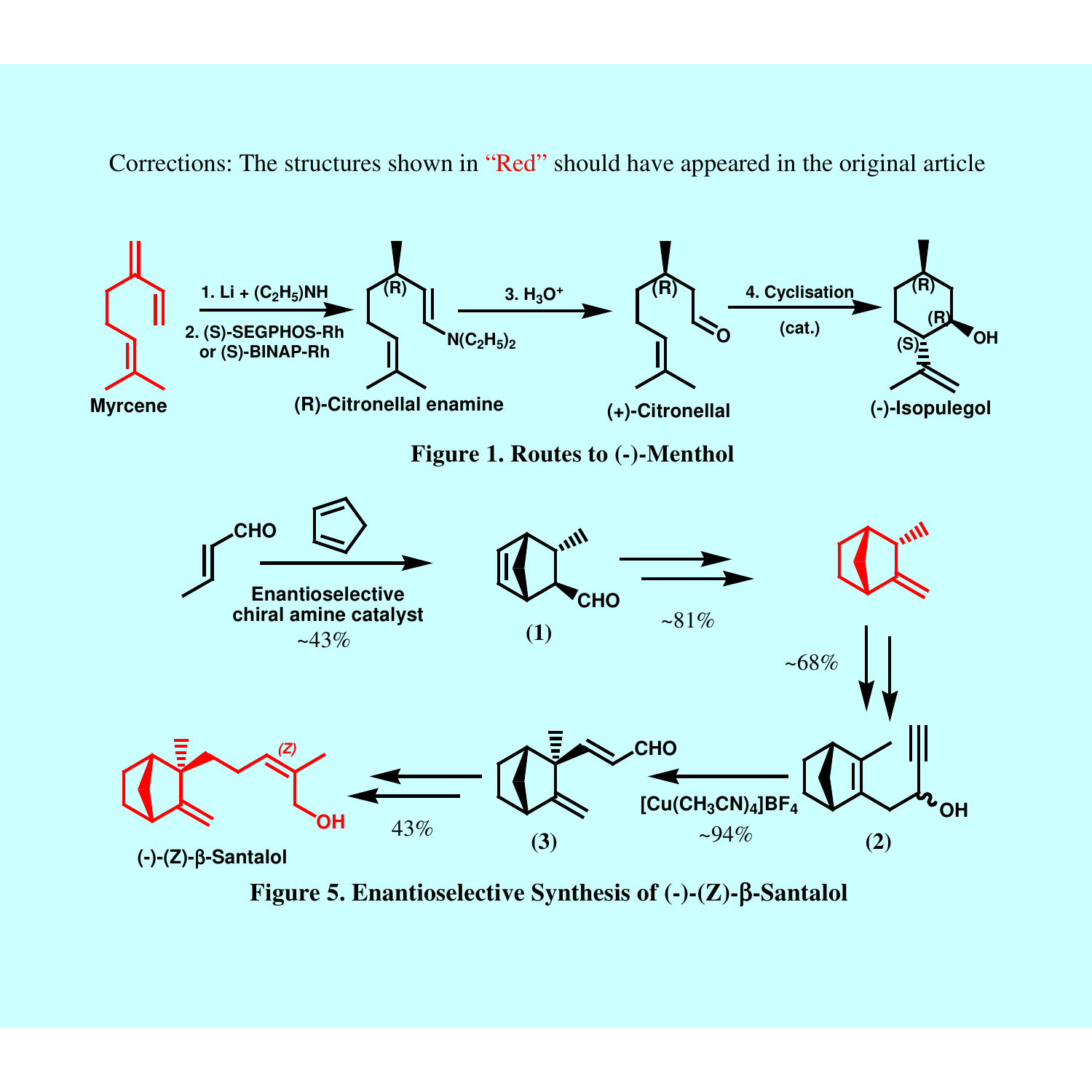Corrections: The structures shown in "Red" should have appeared in the original article

Myrcene → 1. Li + $(C_2H_5)NH$ 2. (S)-SEGPHOS-Rh or (S)-BINAP-Rh → (R)-Citronellal enamine ($N(C_2H_5)_2$) → 3. $H_3O^+$ → (+)-Citronellal → 4. Cyclisation (cat.) → (-)-Isopulegol

**Figure 1. Routes to (-)-Menthol**

CHO + cyclopentadiene → Enantioselective chiral amine catalyst ~43% → (1) → ~81% → ~68% → (2) → $[Cu(CH_3CN)_4]BF_4$ ~94% → (3) → 43% → (-)-(Z)-β-Santalol

**Figure 5. Enantioselective Synthesis of (-)-(Z)-β-Santalol**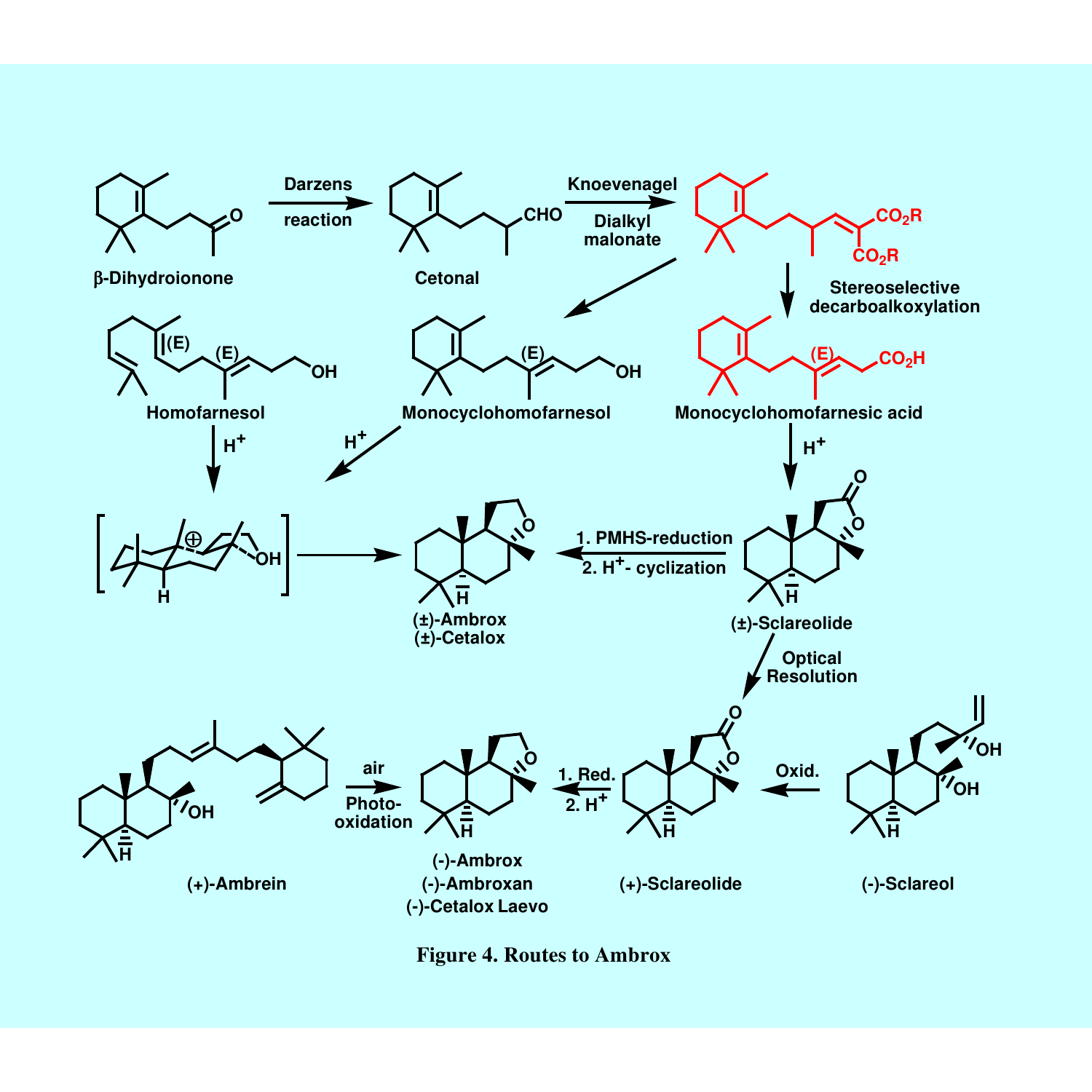β-Dihydroionone

Darzens reaction

Cetonal

CHO

Knoevenagel

Dialkyl malonate

$CO_2R$

$CO_2R$

Stereoselective decarboalkoxylation

Homofarnesol

(E)

(E)

OH

Monocyclohomofarnesol

(E)

OH

Monocyclohomofarnesic acid

(E)

$CO_2H$

$H^+$

$H^+$

$H^+$

OH

H

O

(±)-Ambrox

(±)-Cetalox

H

1. PMHS-reduction

2. $H^+$- cyclization

O

O

H

(±)-Sclareolide

Optical Resolution

(+)-Ambrein

OH

H

air

Photo-oxidation

O

H

(-)-Ambrox

(-)-Ambroxan

(-)-Cetalox Laevo

1. Red.

2. $H^+$

O

O

H

(+)-Sclareolide

Oxid.

OH

OH

H

(-)-Sclareol

**Figure 4. Routes to Ambrox**